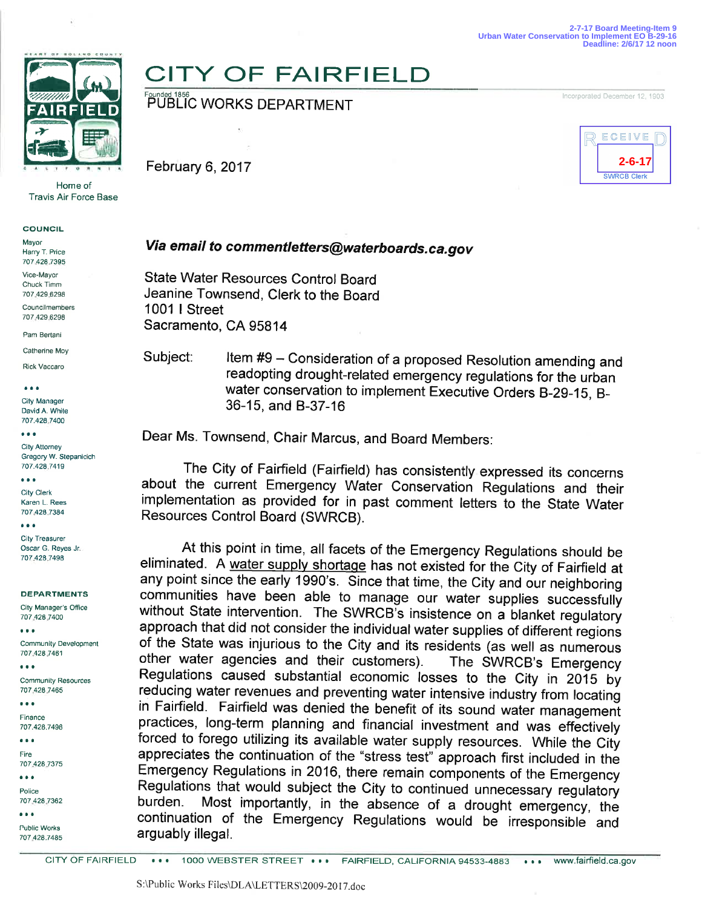2-7-17 Board Meeting-Item 9
Urban Water Conservation to Implement EO B-29-16
Deadline: 2/6/17 12 noon

# CITY OF FAIRFIELD

Founded 1856 — Incorporated December 12, 1903

## PUBLIC WORKS DEPARTMENT

Home of Travis Air Force Base

RECEIVED 2-6-17 SWRCB Clerk

**COUNCIL**

Mayor
Harry T. Price
707.428.7395

Vice-Mayor
Chuck Timm
707.429.6298

Councilmembers
707.429.6298

Pam Bertani

Catherine Moy

Rick Vaccaro

City Manager
David A. White
707.428.7400

City Attorney
Gregory W. Stepanicich
707.428.7419

City Clerk
Karen L. Rees
707.428.7384

City Treasurer
Oscar G. Reyes Jr.
707.428.7498

**DEPARTMENTS**

City Manager's Office
707.428.7400

Community Development
707.428.7461

Community Resources
707.428.7465

Finance
707.428.7498

Fire
707.428.7375

Police
707.428.7362

Public Works
707.428.7485

February 6, 2017

***Via email to commentletters@waterboards.ca.gov***

State Water Resources Control Board
Jeanine Townsend, Clerk to the Board
1001 I Street
Sacramento, CA 95814

Subject: Item #9 – Consideration of a proposed Resolution amending and readopting drought-related emergency regulations for the urban water conservation to implement Executive Orders B-29-15, B-36-15, and B-37-16

Dear Ms. Townsend, Chair Marcus, and Board Members:

The City of Fairfield (Fairfield) has consistently expressed its concerns about the current Emergency Water Conservation Regulations and their implementation as provided for in past comment letters to the State Water Resources Control Board (SWRCB).

At this point in time, all facets of the Emergency Regulations should be eliminated. A <u>water supply shortage</u> has not existed for the City of Fairfield at any point since the early 1990's. Since that time, the City and our neighboring communities have been able to manage our water supplies successfully without State intervention. The SWRCB's insistence on a blanket regulatory approach that did not consider the individual water supplies of different regions of the State was injurious to the City and its residents (as well as numerous other water agencies and their customers). The SWRCB's Emergency Regulations caused substantial economic losses to the City in 2015 by reducing water revenues and preventing water intensive industry from locating in Fairfield. Fairfield was denied the benefit of its sound water management practices, long-term planning and financial investment and was effectively forced to forego utilizing its available water supply resources. While the City appreciates the continuation of the "stress test" approach first included in the Emergency Regulations in 2016, there remain components of the Emergency Regulations that would subject the City to continued unnecessary regulatory burden. Most importantly, in the absence of a drought emergency, the continuation of the Emergency Regulations would be irresponsible and arguably illegal.

CITY OF FAIRFIELD • • • 1000 WEBSTER STREET • • • FAIRFIELD, CALIFORNIA 94533-4883 • • • www.fairfield.ca.gov

S:\Public Works Files\DLA\LETTERS\2009-2017.doc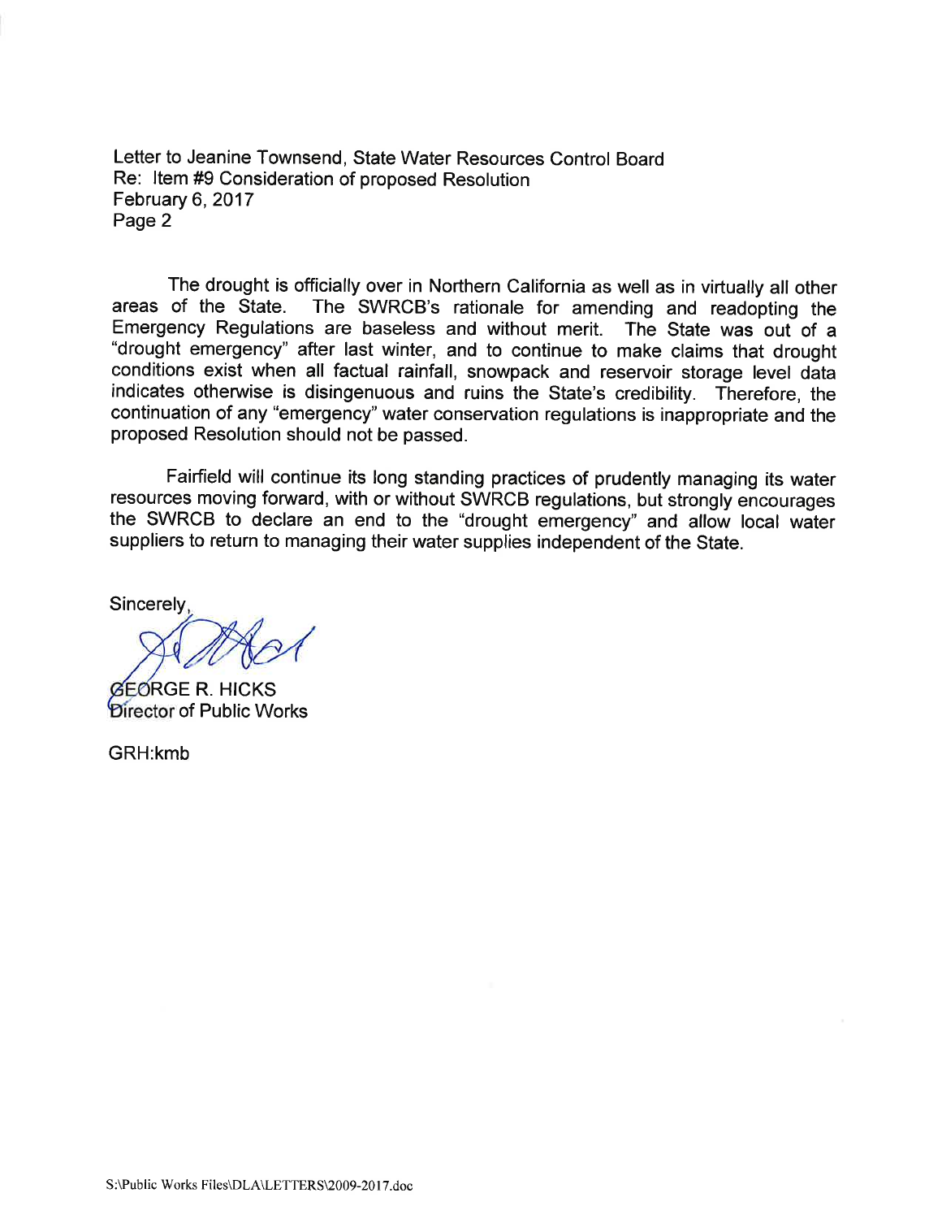The drought is officially over in Northern California as well as in virtually all other areas of the State. The SWRCB's rationale for amending and readopting the Emergency Regulations are baseless and without merit. The State was out of a "drought emergency" after last winter, and to continue to make claims that drought conditions exist when all factual rainfall, snowpack and reservoir storage level data indicates otherwise is disingenuous and ruins the State's credibility. Therefore, the continuation of any "emergency" water conservation regulations is inappropriate and the proposed Resolution should not be passed.

Fairfield will continue its long standing practices of prudently managing its water resources moving forward, with or without SWRCB regulations, but strongly encourages the SWRCB to declare an end to the "drought emergency" and allow local water suppliers to return to managing their water supplies independent of the State.

Sincerely,

GEORGE R. HICKS
Director of Public Works

GRH:kmb

S:\Public Works Files\DLA\LETTERS\2009-2017.doc